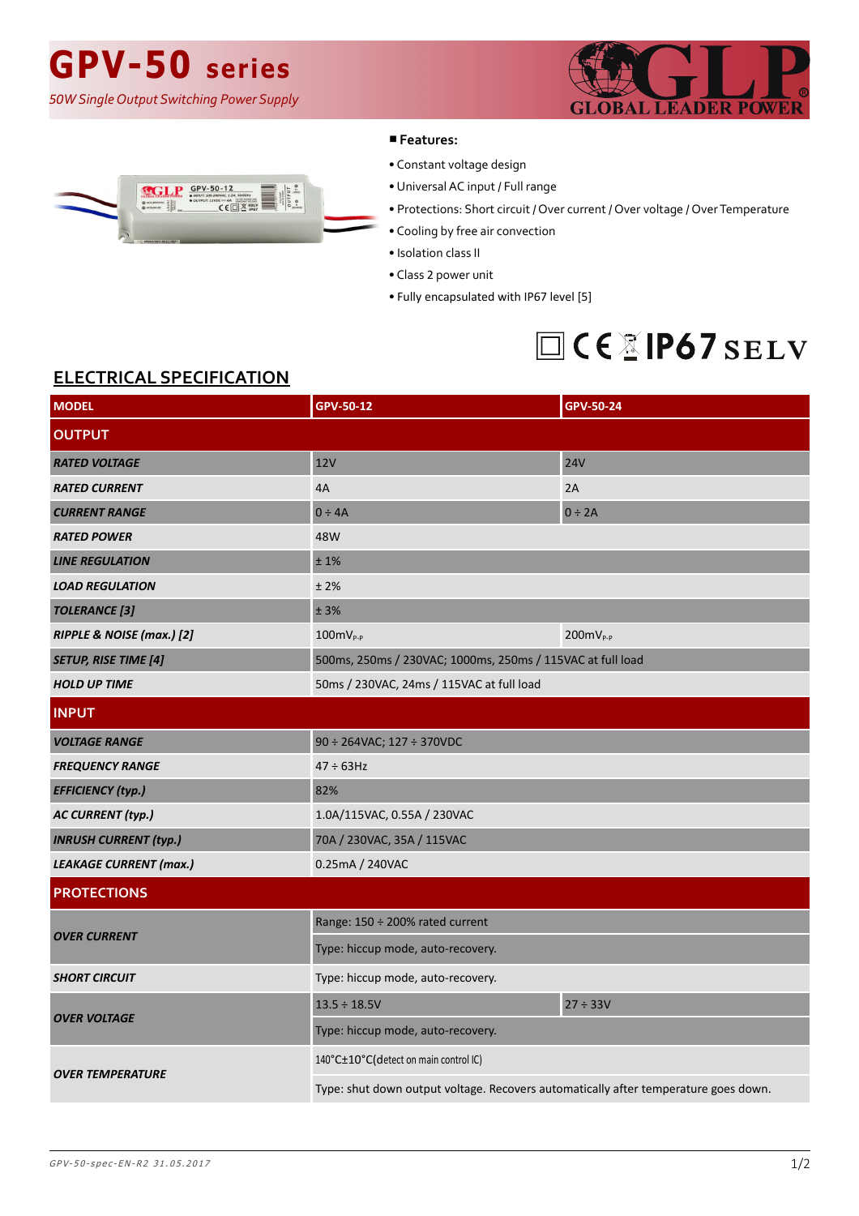# GPV-50 series

*50W Single Output Switching Power Supply*

GLOBAL LEADER POWER

■ **Features:**

- Constant voltage design
- Universal AC input / Full range
- Protections: Short circuit / Over current / Over voltage / Over Temperature
- Cooling by free air convection
- Isolation class II
- Class 2 power unit
- Fully encapsulated with IP67 level [5]

IP67 SELV

## ELECTRICAL SPECIFICATION

| MODEL | GPV-50-12 | GPV-50-24 |
|---|---|---|
| **OUTPUT** | | |
| *RATED VOLTAGE* | 12V | 24V |
| *RATED CURRENT* | 4A | 2A |
| *CURRENT RANGE* | 0 ÷ 4A | 0 ÷ 2A |
| *RATED POWER* | 48W | |
| *LINE REGULATION* | ± 1% | |
| *LOAD REGULATION* | ± 2% | |
| *TOLERANCE [3]* | ± 3% | |
| *RIPPLE & NOISE (max.) [2]* | $100mV_{P-P}$ | $200mV_{P-P}$ |
| *SETUP, RISE TIME [4]* | 500ms, 250ms / 230VAC; 1000ms, 250ms / 115VAC at full load | |
| *HOLD UP TIME* | 50ms / 230VAC, 24ms / 115VAC at full load | |
| **INPUT** | | |
| *VOLTAGE RANGE* | 90 ÷ 264VAC; 127 ÷ 370VDC | |
| *FREQUENCY RANGE* | 47 ÷ 63Hz | |
| *EFFICIENCY (typ.)* | 82% | |
| *AC CURRENT (typ.)* | 1.0A/115VAC, 0.55A / 230VAC | |
| *INRUSH CURRENT (typ.)* | 70A / 230VAC, 35A / 115VAC | |
| *LEAKAGE CURRENT (max.)* | 0.25mA / 240VAC | |
| **PROTECTIONS** | | |
| *OVER CURRENT* | Range: 150 ÷ 200% rated current | |
| | Type: hiccup mode, auto-recovery. | |
| *SHORT CIRCUIT* | Type: hiccup mode, auto-recovery. | |
| *OVER VOLTAGE* | 13.5 ÷ 18.5V | 27 ÷ 33V |
| | Type: hiccup mode, auto-recovery. | |
| *OVER TEMPERATURE* | 140°C±10°C(detect on main control IC) | |
| | Type: shut down output voltage. Recovers automatically after temperature goes down. | |

*GPV-50-spec-EN-R2 31.05.2017*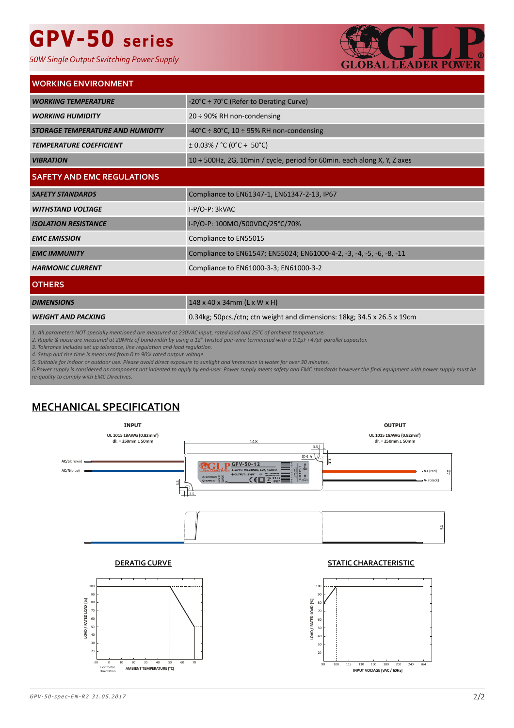# GPV-50 series

*50W Single Output Switching Power Supply*

GLOBAL LEADER POWER

| | |
|---|---|
| **WORKING ENVIRONMENT** | |
| ***WORKING TEMPERATURE*** | -20°C ÷ 70°C (Refer to Derating Curve) |
| ***WORKING HUMIDITY*** | 20 ÷ 90% RH non-condensing |
| ***STORAGE TEMPERATURE AND HUMIDITY*** | -40°C ÷ 80°C, 10 ÷ 95% RH non-condensing |
| ***TEMPERATURE COEFFICIENT*** | ± 0.03% / °C (0°C ÷ 50°C) |
| ***VIBRATION*** | 10 ÷ 500Hz, 2G, 10min / cycle, period for 60min. each along X, Y, Z axes |
| **SAFETY AND EMC REGULATIONS** | |
| ***SAFETY STANDARDS*** | Compliance to EN61347-1, EN61347-2-13, IP67 |
| ***WITHSTAND VOLTAGE*** | I-P/O-P: 3kVAC |
| ***ISOLATION RESISTANCE*** | I-P/O-P: 100MΩ/500VDC/25°C/70% |
| ***EMC EMISSION*** | Compliance to EN55015 |
| ***EMC IMMUNITY*** | Compliance to EN61547; EN55024; EN61000-4-2, -3, -4, -5, -6, -8, -11 |
| ***HARMONIC CURRENT*** | Compliance to EN61000-3-3; EN61000-3-2 |
| **OTHERS** | |
| ***DIMENSIONS*** | 148 x 40 x 34mm (L x W x H) |
| ***WEIGHT AND PACKING*** | 0.34kg; 50pcs./ctn; ctn weight and dimensions: 18kg; 34.5 x 26.5 x 19cm |

*1. All parameters NOT specially mentioned are measured at 230VAC input, rated load and 25°C of ambient temperature.*
*2. Ripple & noise are measured at 20MHz of bandwidth by using a 12" twisted pair-wire terminated with a 0.1µF i 47µF parallel capacitor.*
*3. Tolerance includes set up tolerance, line regulation and load regulation.*
*4. Setup and rise time is measured from 0 to 90% rated output voltage.*
*5. Suitable for indoor or outdoor use. Please avoid direct exposure to sunlight and immersion in water for over 30 minutes.*
*6.Power supply is considered as component not indented to apply by end-user. Power supply meets safety and EMC standards however the final equipment with power supply must be re-quality to comply with EMC Directives.*

## MECHANICAL SPECIFICATION

INPUT
UL 1015 18AWG (0.82mm²)
dl. = 250mm ± 50mm
AC/L(brown)
AC/N(blue)

OUTPUT
UL 1015 18AWG (0.82mm²)
dl. = 250mm ± 50mm
V+ (red)
V- (black)

148
3.5
Φ3.5
3.5
40
34

### DERATIG CURVE

LOAD / RATED LOAD [%]
100 90 80 70 60 50 40 30 20
-20 0 10 20 30 40 50 60 70
Horizontal Orientation
AMBIENT TEMPERATURE [°C]

### STATIC CHARACTERISTIC

LOAD / RATED LOAD [%]
100 90 80 70 60 50 40 30 20
90 100 115 130 150 180 200 240 264
INPUT VOLTAGE [VAC / 60Hz]

*GPV-50-spec-EN-R2 31.05.2017*